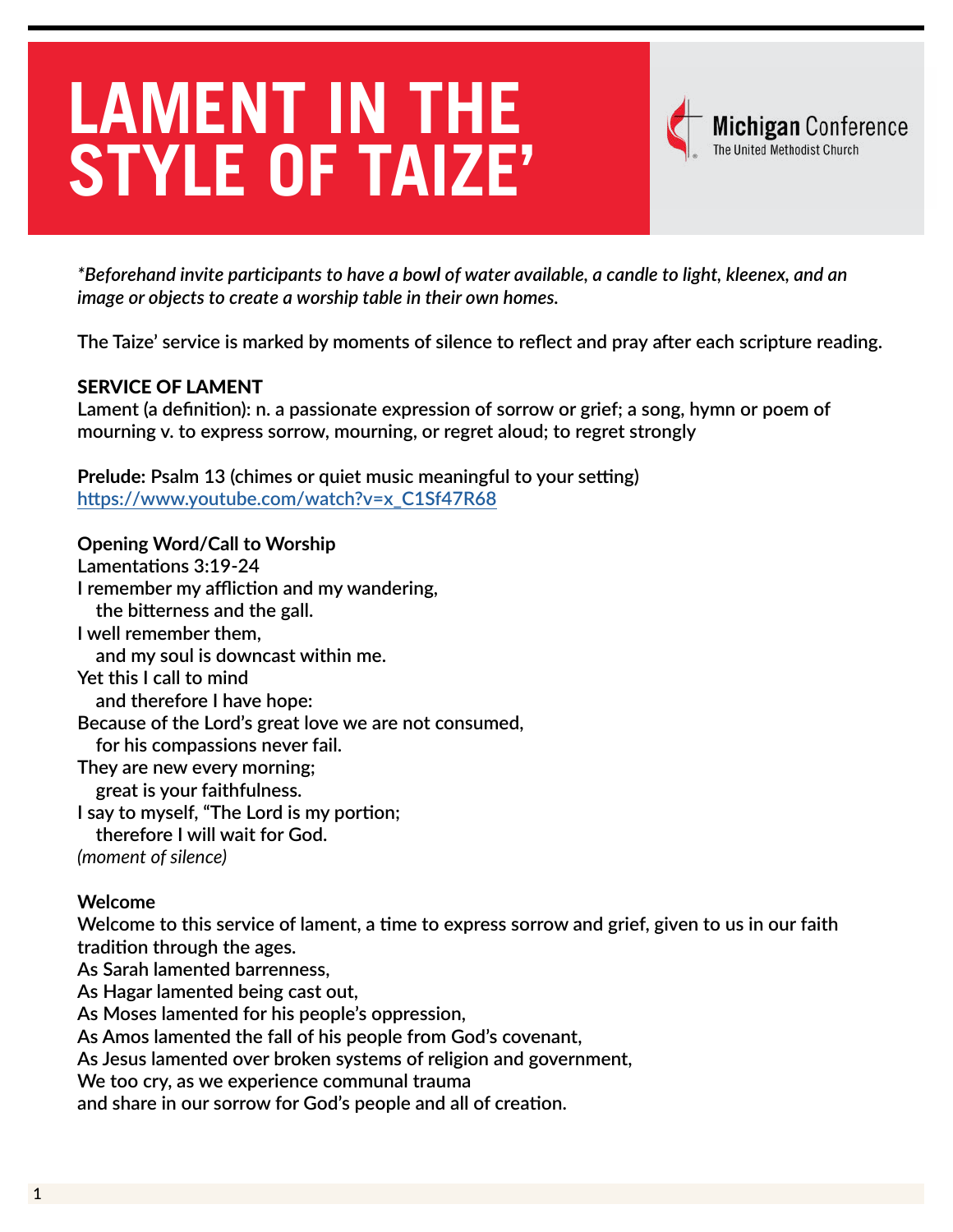# LAMENT IN THE STYLE OF TAIZE'

Michigan Conference
The United Methodist Church

*\*Beforehand invite participants to have a bowl of water available, a candle to light, kleenex, and an image or objects to create a worship table in their own homes.*

The Taize' service is marked by moments of silence to reflect and pray after each scripture reading.

**SERVICE OF LAMENT**

Lament (a definition): n. a passionate expression of sorrow or grief; a song, hymn or poem of mourning v. to express sorrow, mourning, or regret aloud; to regret strongly

**Prelude:** Psalm 13 (chimes or quiet music meaningful to your setting)
https://www.youtube.com/watch?v=x_C1Sf47R68

**Opening Word/Call to Worship**

Lamentations 3:19-24

I remember my affliction and my wandering,
  the bitterness and the gall.
I well remember them,
  and my soul is downcast within me.
Yet this I call to mind
  and therefore I have hope:
Because of the Lord's great love we are not consumed,
  for his compassions never fail.
They are new every morning;
  great is your faithfulness.
I say to myself, "The Lord is my portion;
  therefore I will wait for God.
*(moment of silence)*

**Welcome**

Welcome to this service of lament, a time to express sorrow and grief, given to us in our faith tradition through the ages.
As Sarah lamented barrenness,
As Hagar lamented being cast out,
As Moses lamented for his people's oppression,
As Amos lamented the fall of his people from God's covenant,
As Jesus lamented over broken systems of religion and government,
We too cry, as we experience communal trauma
and share in our sorrow for God's people and all of creation.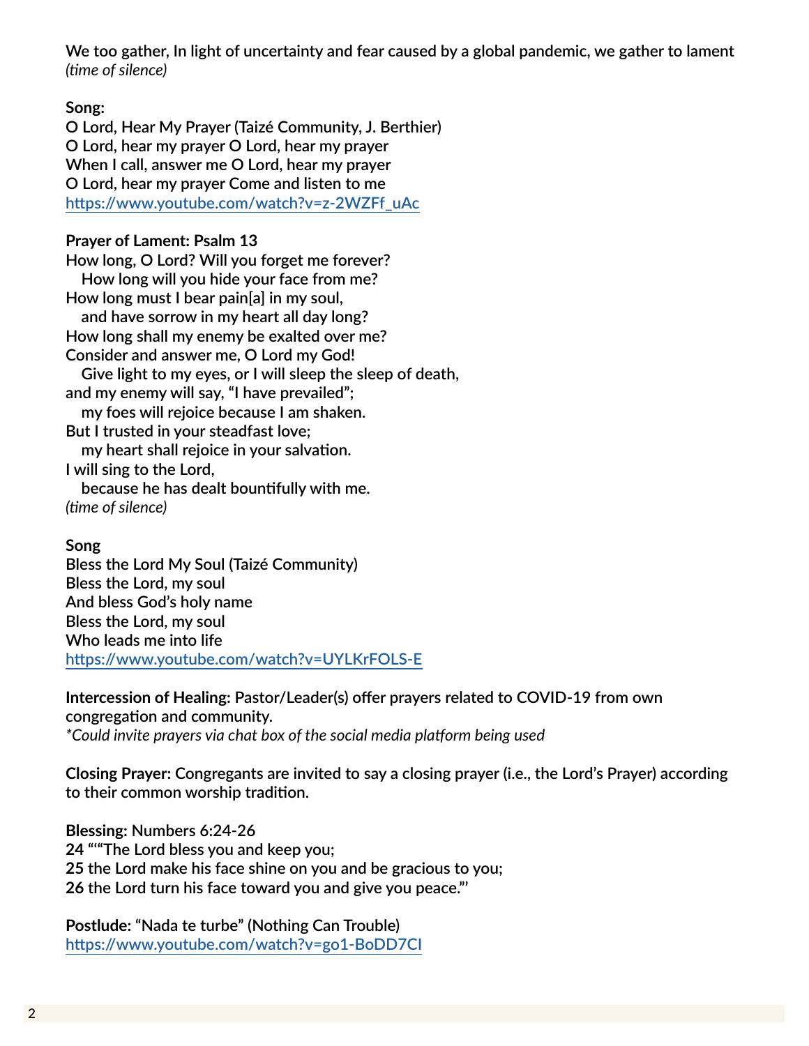We too gather, In light of uncertainty and fear caused by a global pandemic, we gather to lament
*(time of silence)*

**Song:**
O Lord, Hear My Prayer (Taizé Community, J. Berthier)
O Lord, hear my prayer O Lord, hear my prayer
When I call, answer me O Lord, hear my prayer
O Lord, hear my prayer Come and listen to me
https://www.youtube.com/watch?v=z-2WZFf_uAc

**Prayer of Lament: Psalm 13**
How long, O Lord? Will you forget me forever?
  How long will you hide your face from me?
How long must I bear pain[a] in my soul,
  and have sorrow in my heart all day long?
How long shall my enemy be exalted over me?
Consider and answer me, O Lord my God!
  Give light to my eyes, or I will sleep the sleep of death,
and my enemy will say, "I have prevailed";
  my foes will rejoice because I am shaken.
But I trusted in your steadfast love;
  my heart shall rejoice in your salvation.
I will sing to the Lord,
  because he has dealt bountifully with me.
*(time of silence)*

**Song**
Bless the Lord My Soul (Taizé Community)
Bless the Lord, my soul
And bless God's holy name
Bless the Lord, my soul
Who leads me into life
https://www.youtube.com/watch?v=UYLKrFOLS-E

**Intercession of Healing:** Pastor/Leader(s) offer prayers related to COVID-19 from own congregation and community.
*\*Could invite prayers via chat box of the social media platform being used*

**Closing Prayer:** Congregants are invited to say a closing prayer (i.e., the Lord's Prayer) according to their common worship tradition.

**Blessing:** Numbers 6:24-26
**24** "‘"The Lord bless you and keep you;
**25** the Lord make his face shine on you and be gracious to you;
**26** the Lord turn his face toward you and give you peace."’

**Postlude:** "Nada te turbe" (Nothing Can Trouble)
https://www.youtube.com/watch?v=go1-BoDD7CI